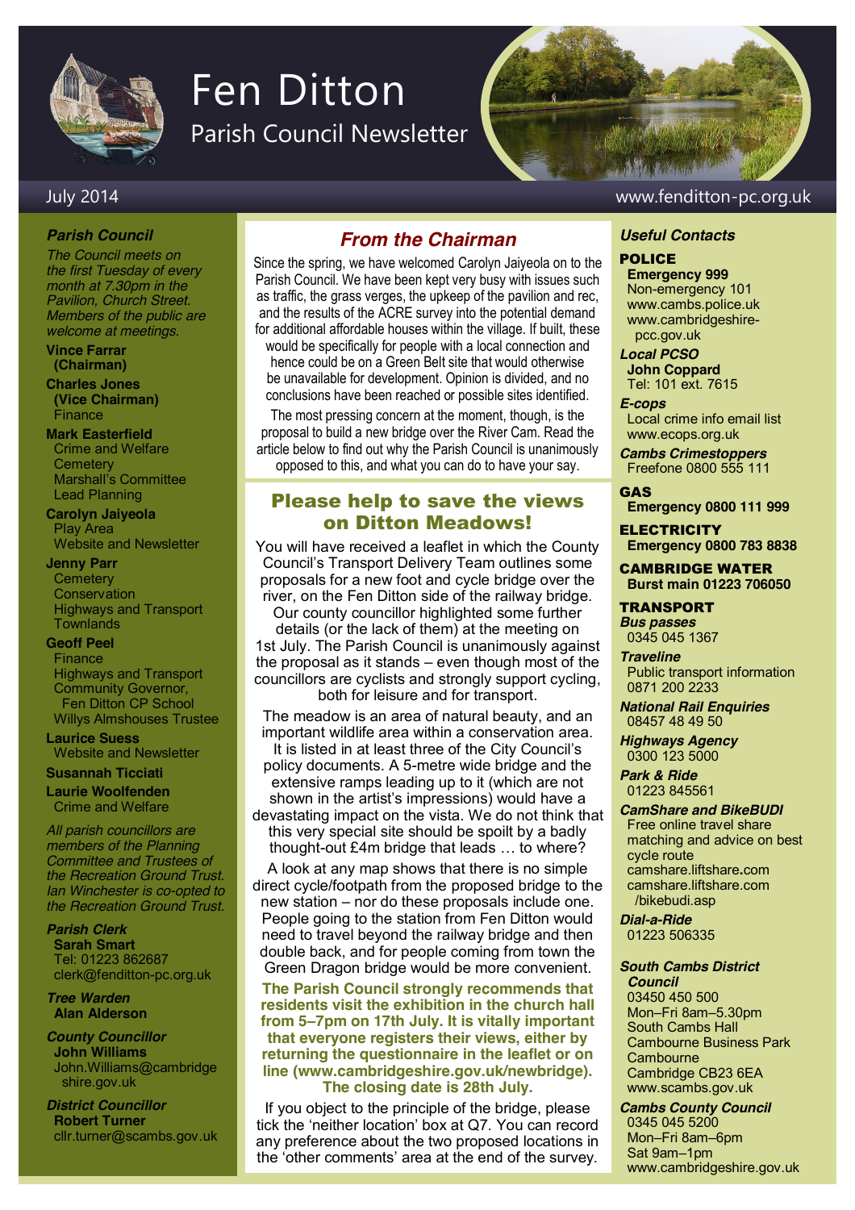# Fen Ditton

## Parish Council Newsletter

July 2014

www.fenditton-pc.org.uk

### *Parish Council*

*The Council meets on the first Tuesday of every month at 7.30pm in the Pavilion, Church Street. Members of the public are welcome at meetings.*

**Vince Farrar (Chairman)**

**Charles Jones (Vice Chairman)**
Finance

**Mark Easterfield**
Crime and Welfare
Cemetery
Marshall's Committee
Lead Planning

**Carolyn Jaiyeola**
Play Area
Website and Newsletter

**Jenny Parr**
Cemetery
Conservation
Highways and Transport
Townlands

**Geoff Peel**
Finance
Highways and Transport
Community Governor, Fen Ditton CP School
Willys Almshouses Trustee

**Laurice Suess**
Website and Newsletter

**Susannah Ticciati**

**Laurie Woolfenden**
Crime and Welfare

*All parish councillors are members of the Planning Committee and Trustees of the Recreation Ground Trust. Ian Winchester is co-opted to the Recreation Ground Trust.*

***Parish Clerk***
**Sarah Smart**
Tel: 01223 862687
clerk@fenditton-pc.org.uk

***Tree Warden***
**Alan Alderson**

***County Councillor***
**John Williams**
John.Williams@cambridgeshire.gov.uk

***District Councillor***
**Robert Turner**
cllr.turner@scambs.gov.uk

## *From the Chairman*

Since the spring, we have welcomed Carolyn Jaiyeola on to the Parish Council. We have been kept very busy with issues such as traffic, the grass verges, the upkeep of the pavilion and rec, and the results of the ACRE survey into the potential demand for additional affordable houses within the village. If built, these would be specifically for people with a local connection and hence could be on a Green Belt site that would otherwise be unavailable for development. Opinion is divided, and no conclusions have been reached or possible sites identified.

The most pressing concern at the moment, though, is the proposal to build a new bridge over the River Cam. Read the article below to find out why the Parish Council is unanimously opposed to this, and what you can do to have your say.

## Please help to save the views on Ditton Meadows!

You will have received a leaflet in which the County Council's Transport Delivery Team outlines some proposals for a new foot and cycle bridge over the river, on the Fen Ditton side of the railway bridge. Our county councillor highlighted some further details (or the lack of them) at the meeting on 1st July. The Parish Council is unanimously against the proposal as it stands – even though most of the councillors are cyclists and strongly support cycling, both for leisure and for transport.

The meadow is an area of natural beauty, and an important wildlife area within a conservation area. It is listed in at least three of the City Council's policy documents. A 5-metre wide bridge and the extensive ramps leading up to it (which are not shown in the artist's impressions) would have a devastating impact on the vista. We do not think that this very special site should be spoilt by a badly thought-out £4m bridge that leads … to where?

A look at any map shows that there is no simple direct cycle/footpath from the proposed bridge to the new station – nor do these proposals include one. People going to the station from Fen Ditton would need to travel beyond the railway bridge and then double back, and for people coming from town the Green Dragon bridge would be more convenient.

**The Parish Council strongly recommends that residents visit the exhibition in the church hall from 5–7pm on 17th July. It is vitally important that everyone registers their views, either by returning the questionnaire in the leaflet or on line (www.cambridgeshire.gov.uk/newbridge). The closing date is 28th July.**

If you object to the principle of the bridge, please tick the 'neither location' box at Q7. You can record any preference about the two proposed locations in the 'other comments' area at the end of the survey.

### *Useful Contacts*

**POLICE**
**Emergency 999**
Non-emergency 101
www.cambs.police.uk
www.cambridgeshire-pcc.gov.uk

***Local PCSO***
**John Coppard**
Tel: 101 ext. 7615

***E-cops***
Local crime info email list
www.ecops.org.uk

***Cambs Crimestoppers***
Freefone 0800 555 111

**GAS**
**Emergency 0800 111 999**

**ELECTRICITY**
**Emergency 0800 783 8838**

**CAMBRIDGE WATER**
**Burst main 01223 706050**

**TRANSPORT**

***Bus passes***
0345 045 1367

***Traveline***
Public transport information
0871 200 2233

***National Rail Enquiries***
08457 48 49 50

***Highways Agency***
0300 123 5000

***Park & Ride***
01223 845561

***CamShare and BikeBUDI***
Free online travel share matching and advice on best cycle route
camshare.liftshare.com
camshare.liftshare.com/bikebudi.asp

***Dial-a-Ride***
01223 506335

***South Cambs District Council***
03450 450 500
Mon–Fri 8am–5.30pm
South Cambs Hall
Cambourne Business Park
Cambourne
Cambridge CB23 6EA
www.scambs.gov.uk

***Cambs County Council***
0345 045 5200
Mon–Fri 8am–6pm
Sat 9am–1pm
www.cambridgeshire.gov.uk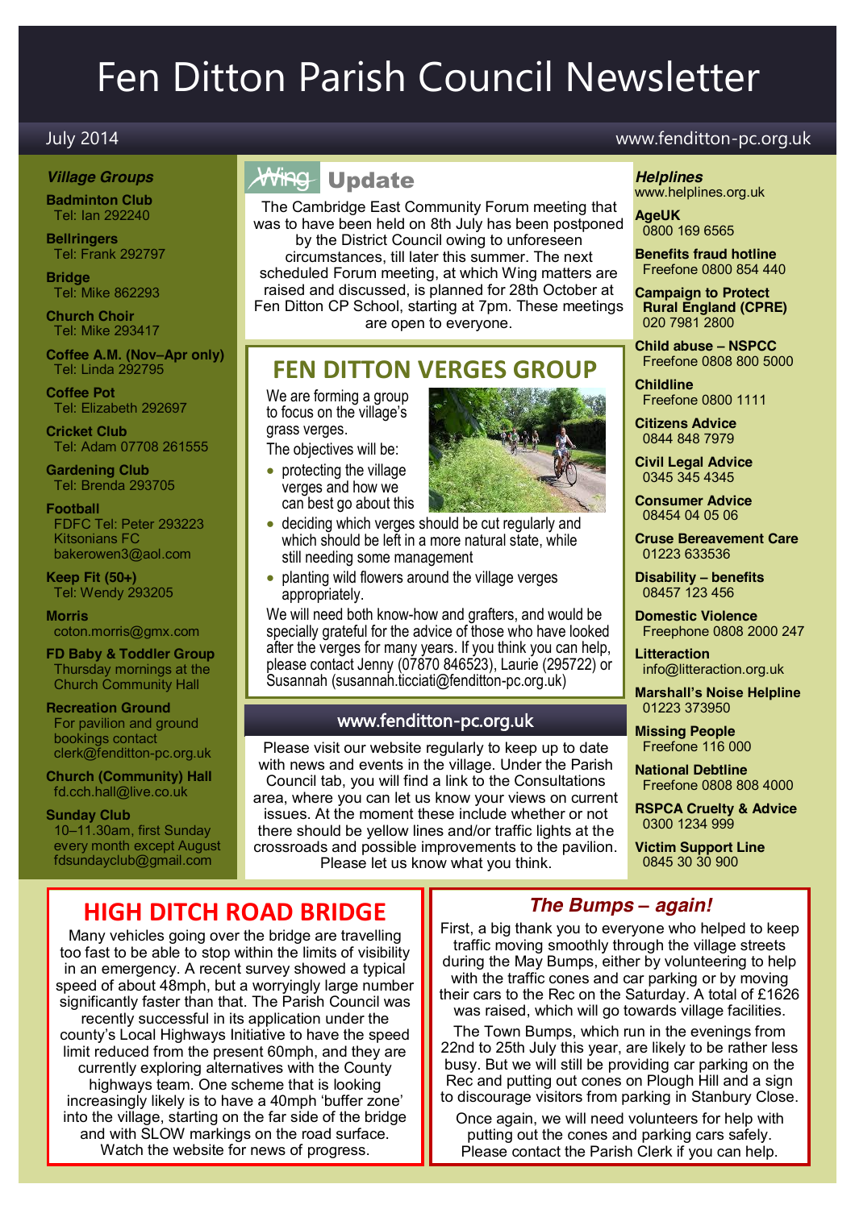# Fen Ditton Parish Council Newsletter

July 2014

www.fenditton-pc.org.uk

## Wing Update

The Cambridge East Community Forum meeting that was to have been held on 8th July has been postponed by the District Council owing to unforeseen circumstances, till later this summer. The next scheduled Forum meeting, at which Wing matters are raised and discussed, is planned for 28th October at Fen Ditton CP School, starting at 7pm. These meetings are open to everyone.

## FEN DITTON VERGES GROUP

We are forming a group to focus on the village's grass verges.

The objectives will be:

- protecting the village verges and how we can best go about this
- deciding which verges should be cut regularly and which should be left in a more natural state, while still needing some management
- planting wild flowers around the village verges appropriately.

We will need both know-how and grafters, and would be specially grateful for the advice of those who have looked after the verges for many years. If you think you can help, please contact Jenny (07870 846523), Laurie (295722) or Susannah (susannah.ticciati@fenditton-pc.org.uk)

## www.fenditton-pc.org.uk

Please visit our website regularly to keep up to date with news and events in the village. Under the Parish Council tab, you will find a link to the Consultations area, where you can let us know your views on current issues. At the moment these include whether or not there should be yellow lines and/or traffic lights at the crossroads and possible improvements to the pavilion. Please let us know what you think.

### *Village Groups*

**Badminton Club**
Tel: Ian 292240

**Bellringers**
Tel: Frank 292797

**Bridge**
Tel: Mike 862293

**Church Choir**
Tel: Mike 293417

**Coffee A.M. (Nov–Apr only)**
Tel: Linda 292795

**Coffee Pot**
Tel: Elizabeth 292697

**Cricket Club**
Tel: Adam 07708 261555

**Gardening Club**
Tel: Brenda 293705

**Football**
FDFC Tel: Peter 293223
Kitsonians FC
bakerowen3@aol.com

**Keep Fit (50+)**
Tel: Wendy 293205

**Morris**
coton.morris@gmx.com

**FD Baby & Toddler Group**
Thursday mornings at the Church Community Hall

**Recreation Ground**
For pavilion and ground bookings contact
clerk@fenditton-pc.org.uk

**Church (Community) Hall**
fd.cch.hall@live.co.uk

**Sunday Club**
10–11.30am, first Sunday every month except August
fdsundayclub@gmail.com

### *Helplines*

www.helplines.org.uk

**AgeUK**
0800 169 6565

**Benefits fraud hotline**
Freefone 0800 854 440

**Campaign to Protect Rural England (CPRE)**
020 7981 2800

**Child abuse – NSPCC**
Freefone 0808 800 5000

**Childline**
Freefone 0800 1111

**Citizens Advice**
0844 848 7979

**Civil Legal Advice**
0345 345 4345

**Consumer Advice**
08454 04 05 06

**Cruse Bereavement Care**
01223 633536

**Disability – benefits**
08457 123 456

**Domestic Violence**
Freephone 0808 2000 247

**Litteraction**
info@litteraction.org.uk

**Marshall's Noise Helpline**
01223 373950

**Missing People**
Freefone 116 000

**National Debtline**
Freefone 0808 808 4000

**RSPCA Cruelty & Advice**
0300 1234 999

**Victim Support Line**
0845 30 30 900

## HIGH DITCH ROAD BRIDGE

Many vehicles going over the bridge are travelling too fast to be able to stop within the limits of visibility in an emergency. A recent survey showed a typical speed of about 48mph, but a worryingly large number significantly faster than that. The Parish Council was recently successful in its application under the county's Local Highways Initiative to have the speed limit reduced from the present 60mph, and they are currently exploring alternatives with the County highways team. One scheme that is looking increasingly likely is to have a 40mph 'buffer zone' into the village, starting on the far side of the bridge and with SLOW markings on the road surface. Watch the website for news of progress.

## *The Bumps – again!*

First, a big thank you to everyone who helped to keep traffic moving smoothly through the village streets during the May Bumps, either by volunteering to help with the traffic cones and car parking or by moving their cars to the Rec on the Saturday. A total of £1626 was raised, which will go towards village facilities.

The Town Bumps, which run in the evenings from 22nd to 25th July this year, are likely to be rather less busy. But we will still be providing car parking on the Rec and putting out cones on Plough Hill and a sign to discourage visitors from parking in Stanbury Close.

Once again, we will need volunteers for help with putting out the cones and parking cars safely. Please contact the Parish Clerk if you can help.